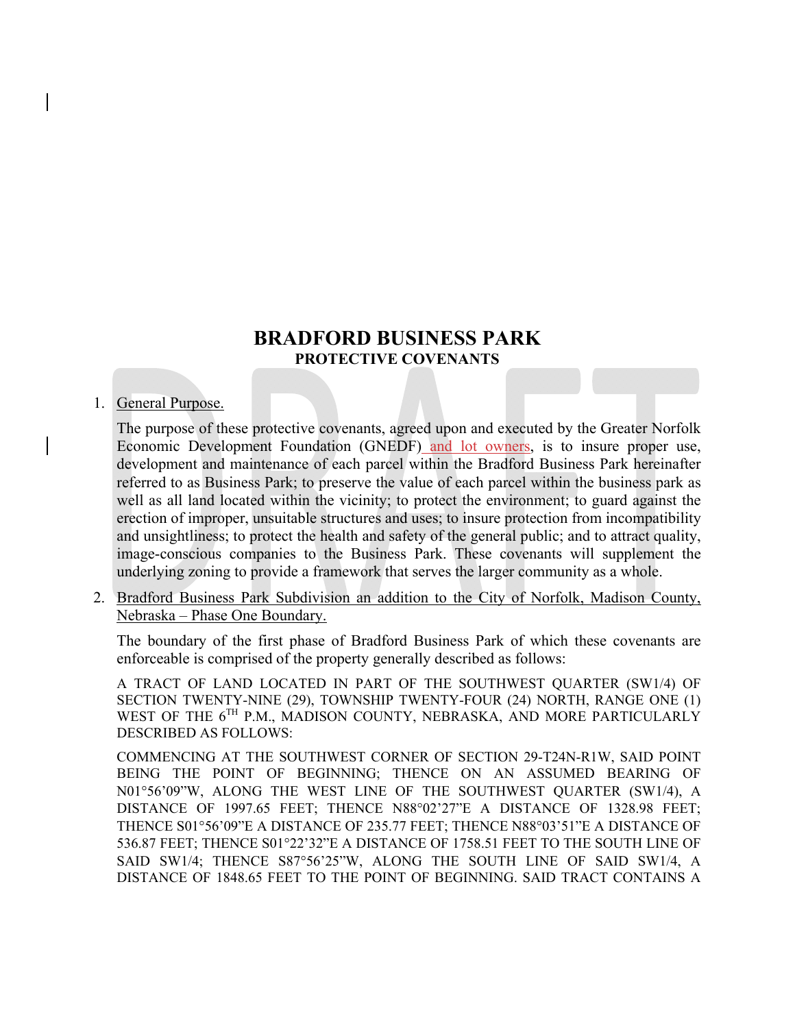# BRADFORD BUSINESS PARK

## PROTECTIVE COVENANTS

1. General Purpose.

   The purpose of these protective covenants, agreed upon and executed by the Greater Norfolk Economic Development Foundation (GNEDF) and lot owners, is to insure proper use, development and maintenance of each parcel within the Bradford Business Park hereinafter referred to as Business Park; to preserve the value of each parcel within the business park as well as all land located within the vicinity; to protect the environment; to guard against the erection of improper, unsuitable structures and uses; to insure protection from incompatibility and unsightliness; to protect the health and safety of the general public; and to attract quality, image-conscious companies to the Business Park. These covenants will supplement the underlying zoning to provide a framework that serves the larger community as a whole.

2. Bradford Business Park Subdivision an addition to the City of Norfolk, Madison County, Nebraska – Phase One Boundary.

   The boundary of the first phase of Bradford Business Park of which these covenants are enforceable is comprised of the property generally described as follows:

   A TRACT OF LAND LOCATED IN PART OF THE SOUTHWEST QUARTER (SW1/4) OF SECTION TWENTY-NINE (29), TOWNSHIP TWENTY-FOUR (24) NORTH, RANGE ONE (1) WEST OF THE 6TH P.M., MADISON COUNTY, NEBRASKA, AND MORE PARTICULARLY DESCRIBED AS FOLLOWS:

   COMMENCING AT THE SOUTHWEST CORNER OF SECTION 29-T24N-R1W, SAID POINT BEING THE POINT OF BEGINNING; THENCE ON AN ASSUMED BEARING OF N01°56'09"W, ALONG THE WEST LINE OF THE SOUTHWEST QUARTER (SW1/4), A DISTANCE OF 1997.65 FEET; THENCE N88°02'27"E A DISTANCE OF 1328.98 FEET; THENCE S01°56'09"E A DISTANCE OF 235.77 FEET; THENCE N88°03'51"E A DISTANCE OF 536.87 FEET; THENCE S01°22'32"E A DISTANCE OF 1758.51 FEET TO THE SOUTH LINE OF SAID SW1/4; THENCE S87°56'25"W, ALONG THE SOUTH LINE OF SAID SW1/4, A DISTANCE OF 1848.65 FEET TO THE POINT OF BEGINNING. SAID TRACT CONTAINS A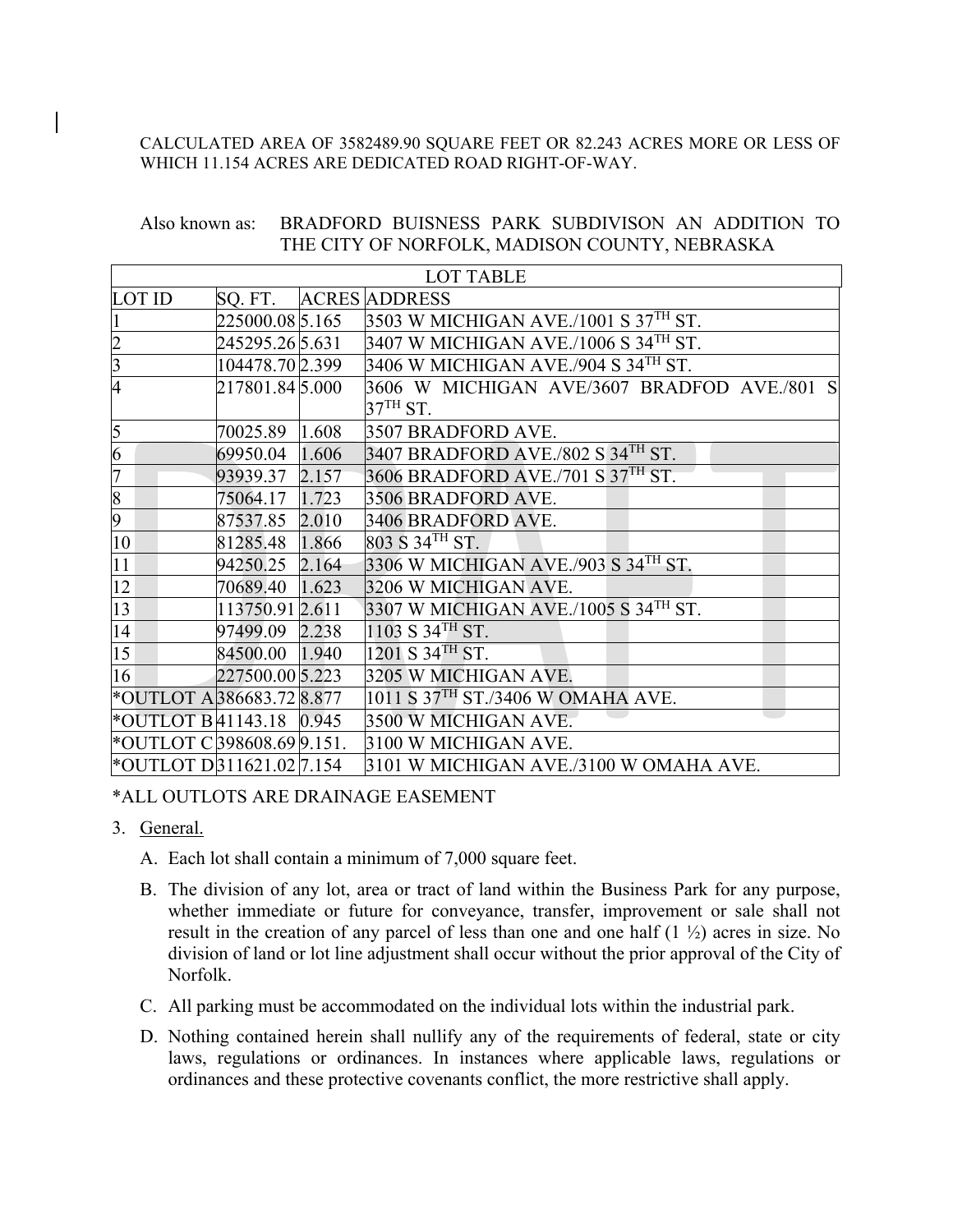CALCULATED AREA OF 3582489.90 SQUARE FEET OR 82.243 ACRES MORE OR LESS OF WHICH 11.154 ACRES ARE DEDICATED ROAD RIGHT-OF-WAY.

Also known as: BRADFORD BUISNESS PARK SUBDIVISON AN ADDITION TO THE CITY OF NORFOLK, MADISON COUNTY, NEBRASKA

| LOT TABLE | | | |
|---|---|---|---|
| LOT ID | SQ. FT. | ACRES | ADDRESS |
| 1 | 225000.08 | 5.165 | 3503 W MICHIGAN AVE./1001 S 37TH ST. |
| 2 | 245295.26 | 5.631 | 3407 W MICHIGAN AVE./1006 S 34TH ST. |
| 3 | 104478.70 | 2.399 | 3406 W MICHIGAN AVE./904 S 34TH ST. |
| 4 | 217801.84 | 5.000 | 3606 W MICHIGAN AVE/3607 BRADFOD AVE./801 S 37TH ST. |
| 5 | 70025.89 | 1.608 | 3507 BRADFORD AVE. |
| 6 | 69950.04 | 1.606 | 3407 BRADFORD AVE./802 S 34TH ST. |
| 7 | 93939.37 | 2.157 | 3606 BRADFORD AVE./701 S 37TH ST. |
| 8 | 75064.17 | 1.723 | 3506 BRADFORD AVE. |
| 9 | 87537.85 | 2.010 | 3406 BRADFORD AVE. |
| 10 | 81285.48 | 1.866 | 803 S 34TH ST. |
| 11 | 94250.25 | 2.164 | 3306 W MICHIGAN AVE./903 S 34TH ST. |
| 12 | 70689.40 | 1.623 | 3206 W MICHIGAN AVE. |
| 13 | 113750.91 | 2.611 | 3307 W MICHIGAN AVE./1005 S 34TH ST. |
| 14 | 97499.09 | 2.238 | 1103 S 34TH ST. |
| 15 | 84500.00 | 1.940 | 1201 S 34TH ST. |
| 16 | 227500.00 | 5.223 | 3205 W MICHIGAN AVE. |
| *OUTLOT A | 386683.72 | 8.877 | 1011 S 37TH ST./3406 W OMAHA AVE. |
| *OUTLOT B | 41143.18 | 0.945 | 3500 W MICHIGAN AVE. |
| *OUTLOT C | 398608.69 | 9.151. | 3100 W MICHIGAN AVE. |
| *OUTLOT D | 311621.02 | 7.154 | 3101 W MICHIGAN AVE./3100 W OMAHA AVE. |

*ALL OUTLOTS ARE DRAINAGE EASEMENT

3. General.

   A. Each lot shall contain a minimum of 7,000 square feet.

   B. The division of any lot, area or tract of land within the Business Park for any purpose, whether immediate or future for conveyance, transfer, improvement or sale shall not result in the creation of any parcel of less than one and one half (1 ½) acres in size. No division of land or lot line adjustment shall occur without the prior approval of the City of Norfolk.

   C. All parking must be accommodated on the individual lots within the industrial park.

   D. Nothing contained herein shall nullify any of the requirements of federal, state or city laws, regulations or ordinances. In instances where applicable laws, regulations or ordinances and these protective covenants conflict, the more restrictive shall apply.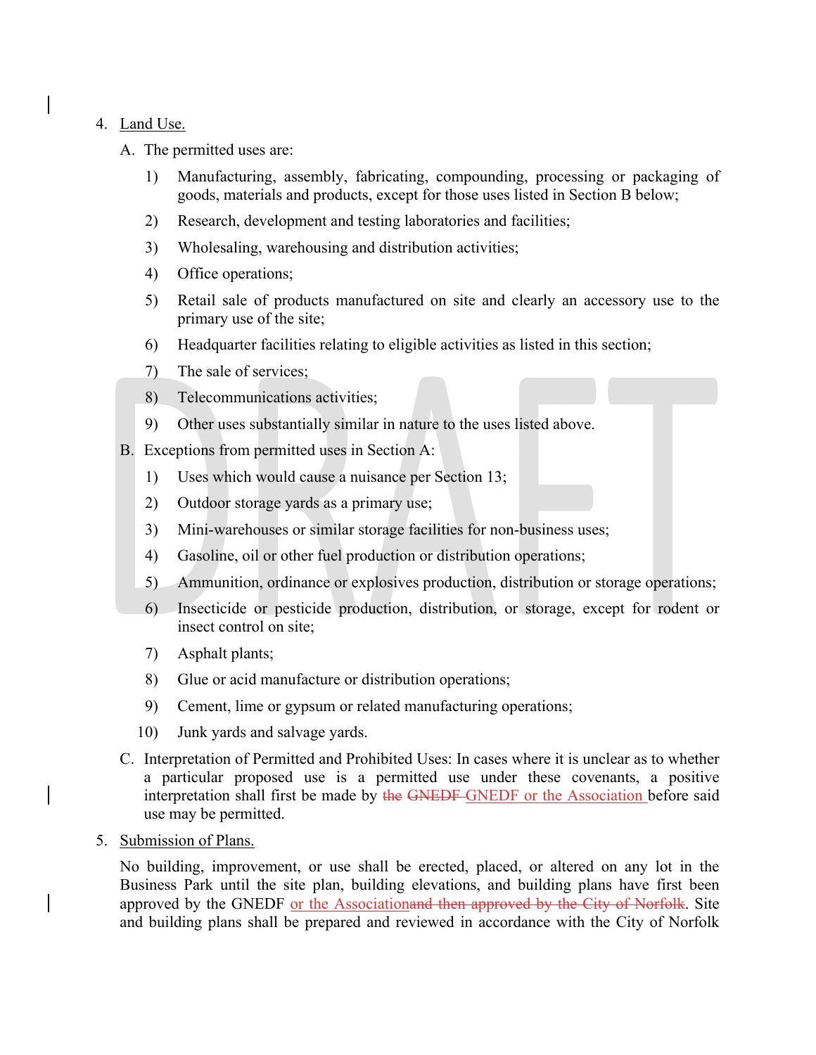4. <u>Land Use.</u>

   A. The permitted uses are:

      1) Manufacturing, assembly, fabricating, compounding, processing or packaging of goods, materials and products, except for those uses listed in Section B below;

      2) Research, development and testing laboratories and facilities;

      3) Wholesaling, warehousing and distribution activities;

      4) Office operations;

      5) Retail sale of products manufactured on site and clearly an accessory use to the primary use of the site;

      6) Headquarter facilities relating to eligible activities as listed in this section;

      7) The sale of services;

      8) Telecommunications activities;

      9) Other uses substantially similar in nature to the uses listed above.

   B. Exceptions from permitted uses in Section A:

      1) Uses which would cause a nuisance per Section 13;

      2) Outdoor storage yards as a primary use;

      3) Mini-warehouses or similar storage facilities for non-business uses;

      4) Gasoline, oil or other fuel production or distribution operations;

      5) Ammunition, ordinance or explosives production, distribution or storage operations;

      6) Insecticide or pesticide production, distribution, or storage, except for rodent or insect control on site;

      7) Asphalt plants;

      8) Glue or acid manufacture or distribution operations;

      9) Cement, lime or gypsum or related manufacturing operations;

      10) Junk yards and salvage yards.

   C. Interpretation of Permitted and Prohibited Uses: In cases where it is unclear as to whether a particular proposed use is a permitted use under these covenants, a positive interpretation shall first be made by ~~the GNEDF~~ <u>GNEDF or the Association</u> before said use may be permitted.

5. <u>Submission of Plans.</u>

   No building, improvement, or use shall be erected, placed, or altered on any lot in the Business Park until the site plan, building elevations, and building plans have first been approved by the GNEDF <u>or the Association</u>~~and then approved by the City of Norfolk~~. Site and building plans shall be prepared and reviewed in accordance with the City of Norfolk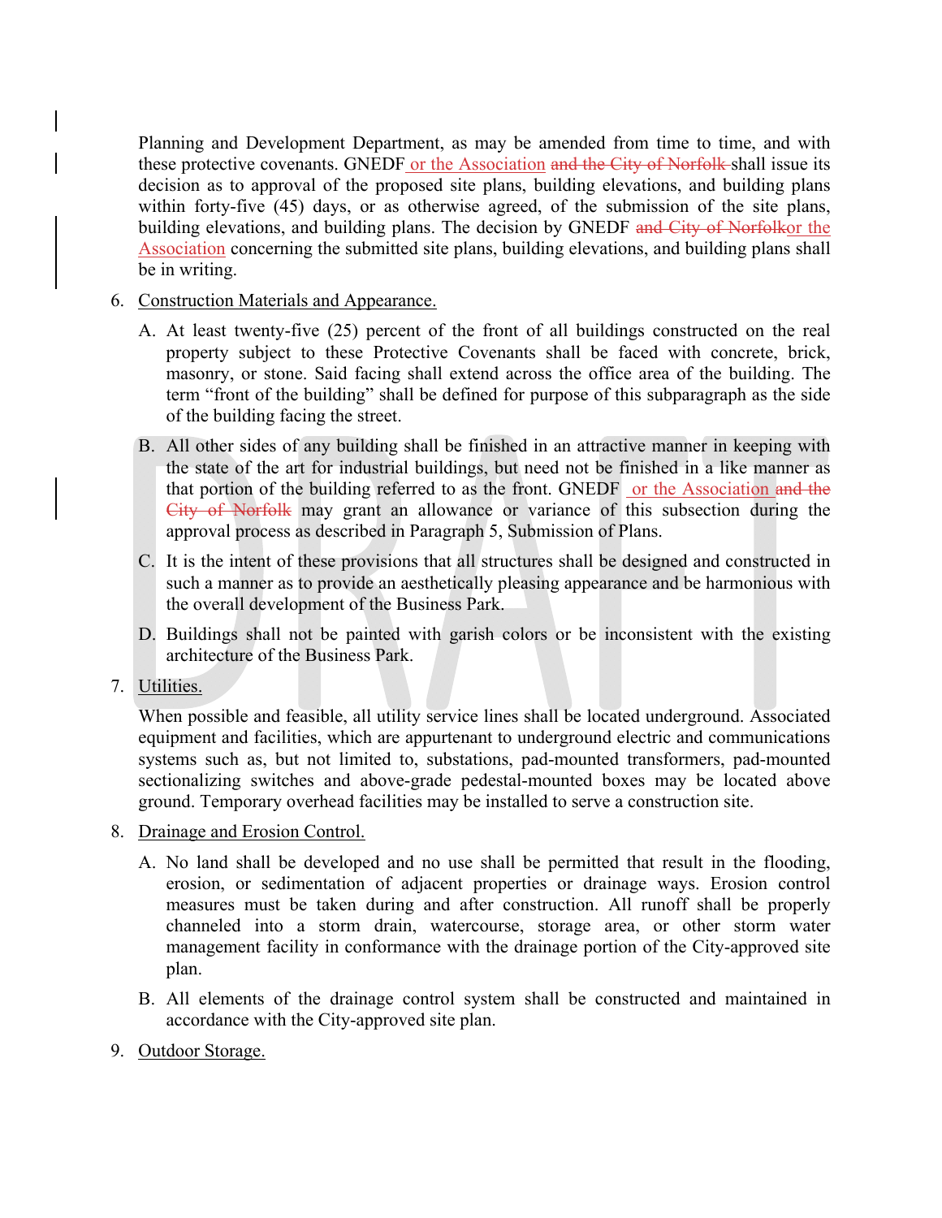Planning and Development Department, as may be amended from time to time, and with these protective covenants. GNEDF or the Association ~~and the City of Norfolk~~ shall issue its decision as to approval of the proposed site plans, building elevations, and building plans within forty-five (45) days, or as otherwise agreed, of the submission of the site plans, building elevations, and building plans. The decision by GNEDF ~~and City of Norfolk~~or the Association concerning the submitted site plans, building elevations, and building plans shall be in writing.

6. Construction Materials and Appearance.

   A. At least twenty-five (25) percent of the front of all buildings constructed on the real property subject to these Protective Covenants shall be faced with concrete, brick, masonry, or stone. Said facing shall extend across the office area of the building. The term "front of the building" shall be defined for purpose of this subparagraph as the side of the building facing the street.

   B. All other sides of any building shall be finished in an attractive manner in keeping with the state of the art for industrial buildings, but need not be finished in a like manner as that portion of the building referred to as the front. GNEDF or the Association ~~and the City of Norfolk~~ may grant an allowance or variance of this subsection during the approval process as described in Paragraph 5, Submission of Plans.

   C. It is the intent of these provisions that all structures shall be designed and constructed in such a manner as to provide an aesthetically pleasing appearance and be harmonious with the overall development of the Business Park.

   D. Buildings shall not be painted with garish colors or be inconsistent with the existing architecture of the Business Park.

7. Utilities.

   When possible and feasible, all utility service lines shall be located underground. Associated equipment and facilities, which are appurtenant to underground electric and communications systems such as, but not limited to, substations, pad-mounted transformers, pad-mounted sectionalizing switches and above-grade pedestal-mounted boxes may be located above ground. Temporary overhead facilities may be installed to serve a construction site.

8. Drainage and Erosion Control.

   A. No land shall be developed and no use shall be permitted that result in the flooding, erosion, or sedimentation of adjacent properties or drainage ways. Erosion control measures must be taken during and after construction. All runoff shall be properly channeled into a storm drain, watercourse, storage area, or other storm water management facility in conformance with the drainage portion of the City-approved site plan.

   B. All elements of the drainage control system shall be constructed and maintained in accordance with the City-approved site plan.

9. Outdoor Storage.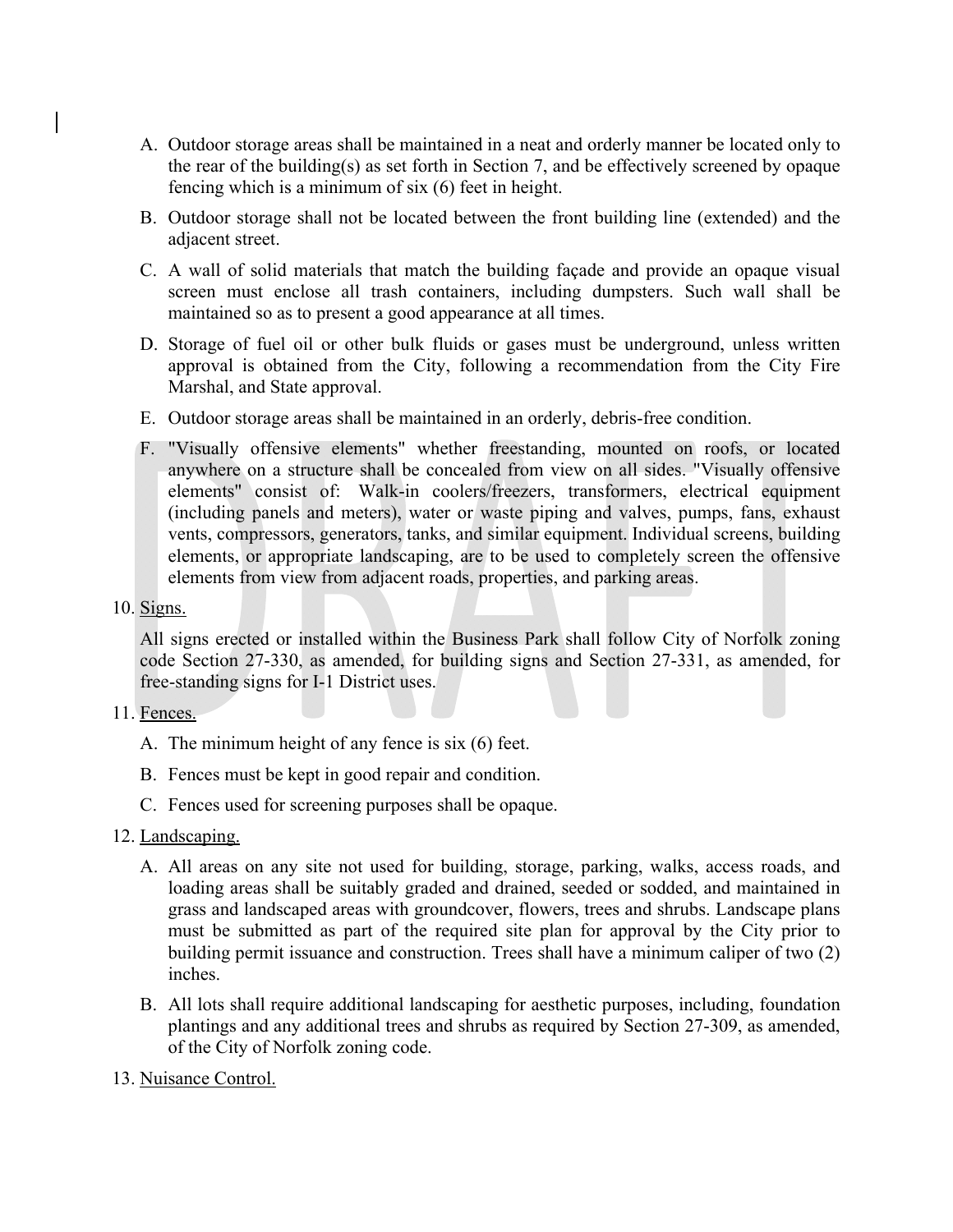A. Outdoor storage areas shall be maintained in a neat and orderly manner be located only to the rear of the building(s) as set forth in Section 7, and be effectively screened by opaque fencing which is a minimum of six (6) feet in height.

B. Outdoor storage shall not be located between the front building line (extended) and the adjacent street.

C. A wall of solid materials that match the building façade and provide an opaque visual screen must enclose all trash containers, including dumpsters. Such wall shall be maintained so as to present a good appearance at all times.

D. Storage of fuel oil or other bulk fluids or gases must be underground, unless written approval is obtained from the City, following a recommendation from the City Fire Marshal, and State approval.

E. Outdoor storage areas shall be maintained in an orderly, debris-free condition.

F. "Visually offensive elements" whether freestanding, mounted on roofs, or located anywhere on a structure shall be concealed from view on all sides. "Visually offensive elements" consist of: Walk-in coolers/freezers, transformers, electrical equipment (including panels and meters), water or waste piping and valves, pumps, fans, exhaust vents, compressors, generators, tanks, and similar equipment. Individual screens, building elements, or appropriate landscaping, are to be used to completely screen the offensive elements from view from adjacent roads, properties, and parking areas.

10. Signs.

All signs erected or installed within the Business Park shall follow City of Norfolk zoning code Section 27-330, as amended, for building signs and Section 27-331, as amended, for free-standing signs for I-1 District uses.

11. Fences.

A. The minimum height of any fence is six (6) feet.

B. Fences must be kept in good repair and condition.

C. Fences used for screening purposes shall be opaque.

12. Landscaping.

A. All areas on any site not used for building, storage, parking, walks, access roads, and loading areas shall be suitably graded and drained, seeded or sodded, and maintained in grass and landscaped areas with groundcover, flowers, trees and shrubs. Landscape plans must be submitted as part of the required site plan for approval by the City prior to building permit issuance and construction. Trees shall have a minimum caliper of two (2) inches.

B. All lots shall require additional landscaping for aesthetic purposes, including, foundation plantings and any additional trees and shrubs as required by Section 27-309, as amended, of the City of Norfolk zoning code.

13. Nuisance Control.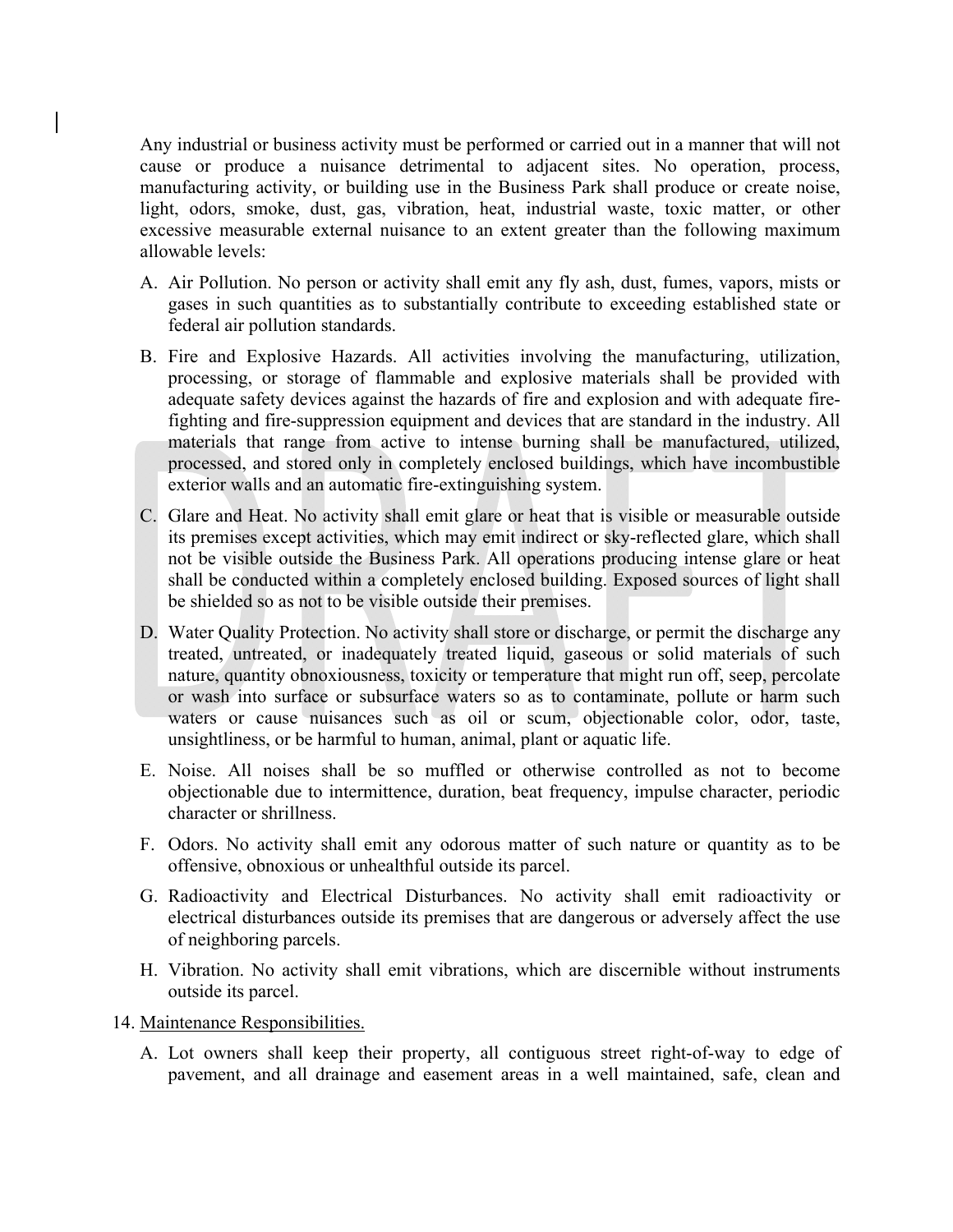Any industrial or business activity must be performed or carried out in a manner that will not cause or produce a nuisance detrimental to adjacent sites. No operation, process, manufacturing activity, or building use in the Business Park shall produce or create noise, light, odors, smoke, dust, gas, vibration, heat, industrial waste, toxic matter, or other excessive measurable external nuisance to an extent greater than the following maximum allowable levels:

A. Air Pollution. No person or activity shall emit any fly ash, dust, fumes, vapors, mists or gases in such quantities as to substantially contribute to exceeding established state or federal air pollution standards.

B. Fire and Explosive Hazards. All activities involving the manufacturing, utilization, processing, or storage of flammable and explosive materials shall be provided with adequate safety devices against the hazards of fire and explosion and with adequate fire-fighting and fire-suppression equipment and devices that are standard in the industry. All materials that range from active to intense burning shall be manufactured, utilized, processed, and stored only in completely enclosed buildings, which have incombustible exterior walls and an automatic fire-extinguishing system.

C. Glare and Heat. No activity shall emit glare or heat that is visible or measurable outside its premises except activities, which may emit indirect or sky-reflected glare, which shall not be visible outside the Business Park. All operations producing intense glare or heat shall be conducted within a completely enclosed building. Exposed sources of light shall be shielded so as not to be visible outside their premises.

D. Water Quality Protection. No activity shall store or discharge, or permit the discharge any treated, untreated, or inadequately treated liquid, gaseous or solid materials of such nature, quantity obnoxiousness, toxicity or temperature that might run off, seep, percolate or wash into surface or subsurface waters so as to contaminate, pollute or harm such waters or cause nuisances such as oil or scum, objectionable color, odor, taste, unsightliness, or be harmful to human, animal, plant or aquatic life.

E. Noise. All noises shall be so muffled or otherwise controlled as not to become objectionable due to intermittence, duration, beat frequency, impulse character, periodic character or shrillness.

F. Odors. No activity shall emit any odorous matter of such nature or quantity as to be offensive, obnoxious or unhealthful outside its parcel.

G. Radioactivity and Electrical Disturbances. No activity shall emit radioactivity or electrical disturbances outside its premises that are dangerous or adversely affect the use of neighboring parcels.

H. Vibration. No activity shall emit vibrations, which are discernible without instruments outside its parcel.

14. Maintenance Responsibilities.

A. Lot owners shall keep their property, all contiguous street right-of-way to edge of pavement, and all drainage and easement areas in a well maintained, safe, clean and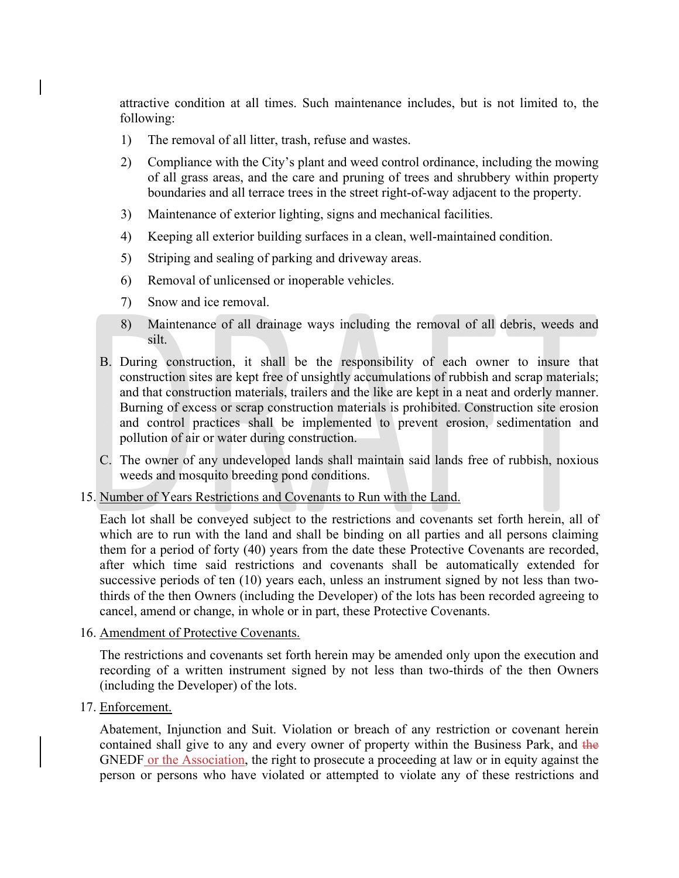attractive condition at all times. Such maintenance includes, but is not limited to, the following:

1) The removal of all litter, trash, refuse and wastes.
2) Compliance with the City's plant and weed control ordinance, including the mowing of all grass areas, and the care and pruning of trees and shrubbery within property boundaries and all terrace trees in the street right-of-way adjacent to the property.
3) Maintenance of exterior lighting, signs and mechanical facilities.
4) Keeping all exterior building surfaces in a clean, well-maintained condition.
5) Striping and sealing of parking and driveway areas.
6) Removal of unlicensed or inoperable vehicles.
7) Snow and ice removal.
8) Maintenance of all drainage ways including the removal of all debris, weeds and silt.

B. During construction, it shall be the responsibility of each owner to insure that construction sites are kept free of unsightly accumulations of rubbish and scrap materials; and that construction materials, trailers and the like are kept in a neat and orderly manner. Burning of excess or scrap construction materials is prohibited. Construction site erosion and control practices shall be implemented to prevent erosion, sedimentation and pollution of air or water during construction.

C. The owner of any undeveloped lands shall maintain said lands free of rubbish, noxious weeds and mosquito breeding pond conditions.

15. Number of Years Restrictions and Covenants to Run with the Land.

Each lot shall be conveyed subject to the restrictions and covenants set forth herein, all of which are to run with the land and shall be binding on all parties and all persons claiming them for a period of forty (40) years from the date these Protective Covenants are recorded, after which time said restrictions and covenants shall be automatically extended for successive periods of ten (10) years each, unless an instrument signed by not less than two-thirds of the then Owners (including the Developer) of the lots has been recorded agreeing to cancel, amend or change, in whole or in part, these Protective Covenants.

16. Amendment of Protective Covenants.

The restrictions and covenants set forth herein may be amended only upon the execution and recording of a written instrument signed by not less than two-thirds of the then Owners (including the Developer) of the lots.

17. Enforcement.

Abatement, Injunction and Suit. Violation or breach of any restriction or covenant herein contained shall give to any and every owner of property within the Business Park, and ~~the~~ GNEDF or the Association, the right to prosecute a proceeding at law or in equity against the person or persons who have violated or attempted to violate any of these restrictions and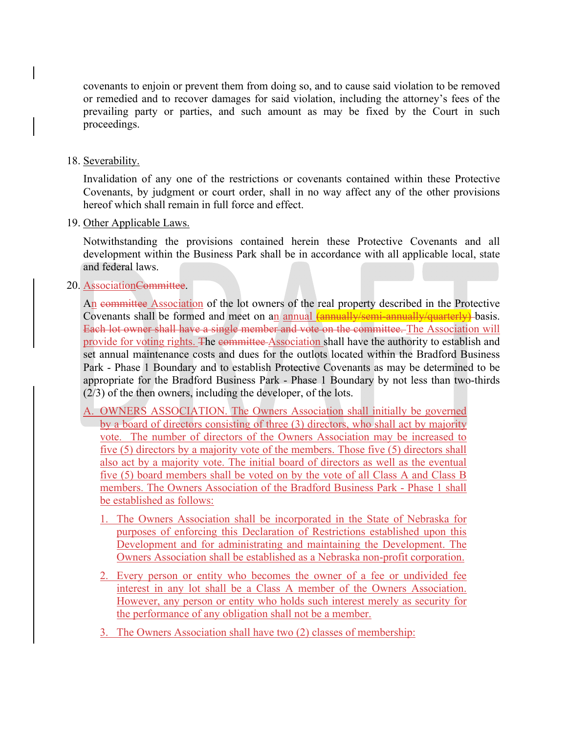covenants to enjoin or prevent them from doing so, and to cause said violation to be removed or remedied and to recover damages for said violation, including the attorney's fees of the prevailing party or parties, and such amount as may be fixed by the Court in such proceedings.

18. Severability.

    Invalidation of any one of the restrictions or covenants contained within these Protective Covenants, by judgment or court order, shall in no way affect any of the other provisions hereof which shall remain in full force and effect.

19. Other Applicable Laws.

    Notwithstanding the provisions contained herein these Protective Covenants and all development within the Business Park shall be in accordance with all applicable local, state and federal laws.

20. ~~Committee~~ Association.

    An ~~committee~~ Association of the lot owners of the real property described in the Protective Covenants shall be formed and meet on an annual ~~(annually/semi-annually/quarterly)~~ basis. ~~Each lot owner shall have a single member and vote on the committee.~~ The Association will provide for voting rights. The ~~committee~~ Association shall have the authority to establish and set annual maintenance costs and dues for the outlots located within the Bradford Business Park - Phase 1 Boundary and to establish Protective Covenants as may be determined to be appropriate for the Bradford Business Park - Phase 1 Boundary by not less than two-thirds (2/3) of the then owners, including the developer, of the lots.

    A. OWNERS ASSOCIATION. The Owners Association shall initially be governed by a board of directors consisting of three (3) directors, who shall act by majority vote. The number of directors of the Owners Association may be increased to five (5) directors by a majority vote of the members. Those five (5) directors shall also act by a majority vote. The initial board of directors as well as the eventual five (5) board members shall be voted on by the vote of all Class A and Class B members. The Owners Association of the Bradford Business Park - Phase 1 shall be established as follows:

        1. The Owners Association shall be incorporated in the State of Nebraska for purposes of enforcing this Declaration of Restrictions established upon this Development and for administrating and maintaining the Development. The Owners Association shall be established as a Nebraska non-profit corporation.

        2. Every person or entity who becomes the owner of a fee or undivided fee interest in any lot shall be a Class A member of the Owners Association. However, any person or entity who holds such interest merely as security for the performance of any obligation shall not be a member.

        3. The Owners Association shall have two (2) classes of membership: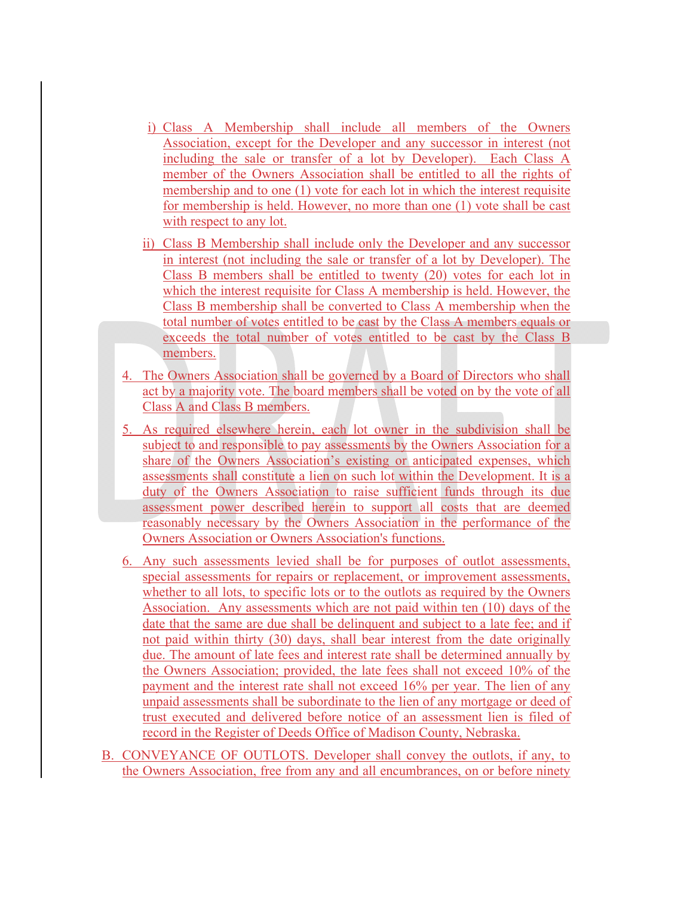i) Class A Membership shall include all members of the Owners Association, except for the Developer and any successor in interest (not including the sale or transfer of a lot by Developer). Each Class A member of the Owners Association shall be entitled to all the rights of membership and to one (1) vote for each lot in which the interest requisite for membership is held. However, no more than one (1) vote shall be cast with respect to any lot.

ii) Class B Membership shall include only the Developer and any successor in interest (not including the sale or transfer of a lot by Developer). The Class B members shall be entitled to twenty (20) votes for each lot in which the interest requisite for Class A membership is held. However, the Class B membership shall be converted to Class A membership when the total number of votes entitled to be cast by the Class A members equals or exceeds the total number of votes entitled to be cast by the Class B members.

4. The Owners Association shall be governed by a Board of Directors who shall act by a majority vote. The board members shall be voted on by the vote of all Class A and Class B members.

5. As required elsewhere herein, each lot owner in the subdivision shall be subject to and responsible to pay assessments by the Owners Association for a share of the Owners Association's existing or anticipated expenses, which assessments shall constitute a lien on such lot within the Development. It is a duty of the Owners Association to raise sufficient funds through its due assessment power described herein to support all costs that are deemed reasonably necessary by the Owners Association in the performance of the Owners Association or Owners Association's functions.

6. Any such assessments levied shall be for purposes of outlot assessments, special assessments for repairs or replacement, or improvement assessments, whether to all lots, to specific lots or to the outlots as required by the Owners Association. Any assessments which are not paid within ten (10) days of the date that the same are due shall be delinquent and subject to a late fee; and if not paid within thirty (30) days, shall bear interest from the date originally due. The amount of late fees and interest rate shall be determined annually by the Owners Association; provided, the late fees shall not exceed 10% of the payment and the interest rate shall not exceed 16% per year. The lien of any unpaid assessments shall be subordinate to the lien of any mortgage or deed of trust executed and delivered before notice of an assessment lien is filed of record in the Register of Deeds Office of Madison County, Nebraska.

B. CONVEYANCE OF OUTLOTS. Developer shall convey the outlots, if any, to the Owners Association, free from any and all encumbrances, on or before ninety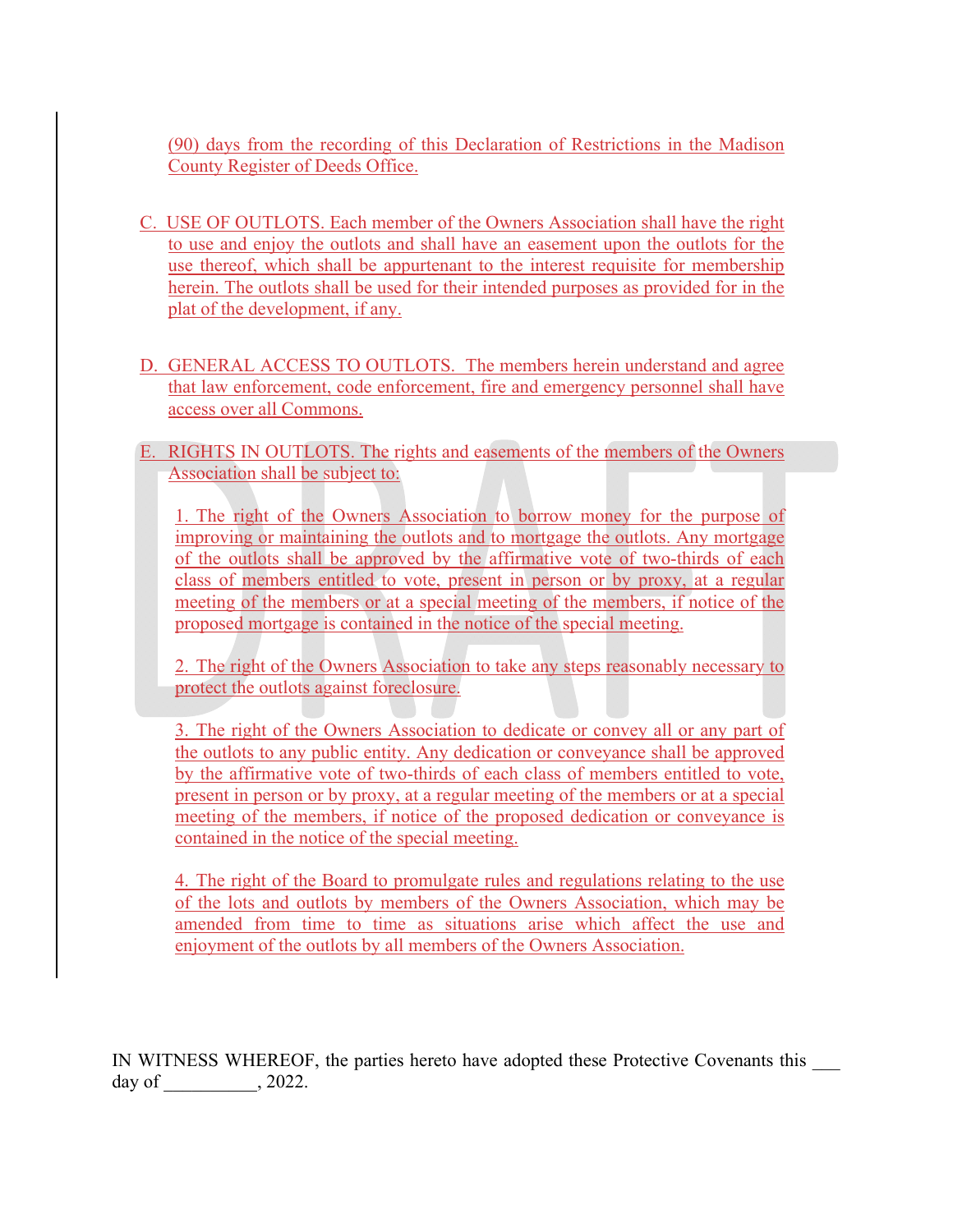(90) days from the recording of this Declaration of Restrictions in the Madison County Register of Deeds Office.

C. USE OF OUTLOTS. Each member of the Owners Association shall have the right to use and enjoy the outlots and shall have an easement upon the outlots for the use thereof, which shall be appurtenant to the interest requisite for membership herein. The outlots shall be used for their intended purposes as provided for in the plat of the development, if any.

D. GENERAL ACCESS TO OUTLOTS. The members herein understand and agree that law enforcement, code enforcement, fire and emergency personnel shall have access over all Commons.

E. RIGHTS IN OUTLOTS. The rights and easements of the members of the Owners Association shall be subject to:

1. The right of the Owners Association to borrow money for the purpose of improving or maintaining the outlots and to mortgage the outlots. Any mortgage of the outlots shall be approved by the affirmative vote of two-thirds of each class of members entitled to vote, present in person or by proxy, at a regular meeting of the members or at a special meeting of the members, if notice of the proposed mortgage is contained in the notice of the special meeting.

2. The right of the Owners Association to take any steps reasonably necessary to protect the outlots against foreclosure.

3. The right of the Owners Association to dedicate or convey all or any part of the outlots to any public entity. Any dedication or conveyance shall be approved by the affirmative vote of two-thirds of each class of members entitled to vote, present in person or by proxy, at a regular meeting of the members or at a special meeting of the members, if notice of the proposed dedication or conveyance is contained in the notice of the special meeting.

4. The right of the Board to promulgate rules and regulations relating to the use of the lots and outlots by members of the Owners Association, which may be amended from time to time as situations arise which affect the use and enjoyment of the outlots by all members of the Owners Association.

IN WITNESS WHEREOF, the parties hereto have adopted these Protective Covenants this ___ day of __________, 2022.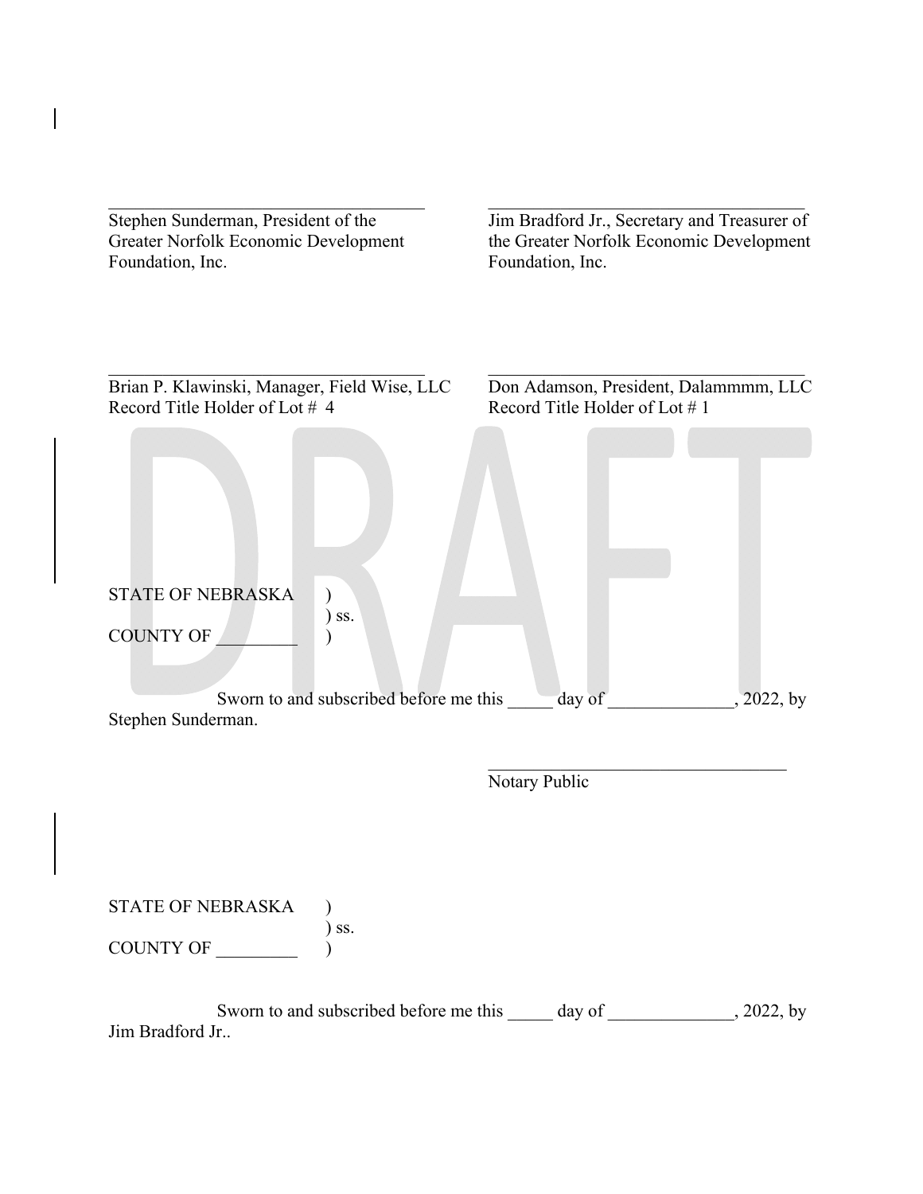\_\_\_\_\_\_\_\_\_\_\_\_\_\_\_\_\_\_\_\_\_\_\_\_\_\_\_\_\_\_\_\_\_\_\_\_
Stephen Sunderman, President of the Greater Norfolk Economic Development Foundation, Inc.

\_\_\_\_\_\_\_\_\_\_\_\_\_\_\_\_\_\_\_\_\_\_\_\_\_\_\_\_\_\_\_\_\_\_\_\_
Jim Bradford Jr., Secretary and Treasurer of the Greater Norfolk Economic Development Foundation, Inc.

\_\_\_\_\_\_\_\_\_\_\_\_\_\_\_\_\_\_\_\_\_\_\_\_\_\_\_\_\_\_\_\_\_\_\_\_
Brian P. Klawinski, Manager, Field Wise, LLC
Record Title Holder of Lot # 4

\_\_\_\_\_\_\_\_\_\_\_\_\_\_\_\_\_\_\_\_\_\_\_\_\_\_\_\_\_\_\_\_\_\_\_\_
Don Adamson, President, Dalammmm, LLC
Record Title Holder of Lot # 1

DRAFT

STATE OF NEBRASKA )
) ss.
COUNTY OF \_\_\_\_\_\_\_\_\_ )

Sworn to and subscribed before me this \_\_\_\_\_ day of \_\_\_\_\_\_\_\_\_\_\_\_\_\_, 2022, by Stephen Sunderman.

\_\_\_\_\_\_\_\_\_\_\_\_\_\_\_\_\_\_\_\_\_\_\_\_\_\_\_\_\_\_\_\_\_\_\_\_
Notary Public

STATE OF NEBRASKA )
) ss.
COUNTY OF \_\_\_\_\_\_\_\_\_ )

Sworn to and subscribed before me this \_\_\_\_\_ day of \_\_\_\_\_\_\_\_\_\_\_\_\_\_, 2022, by Jim Bradford Jr..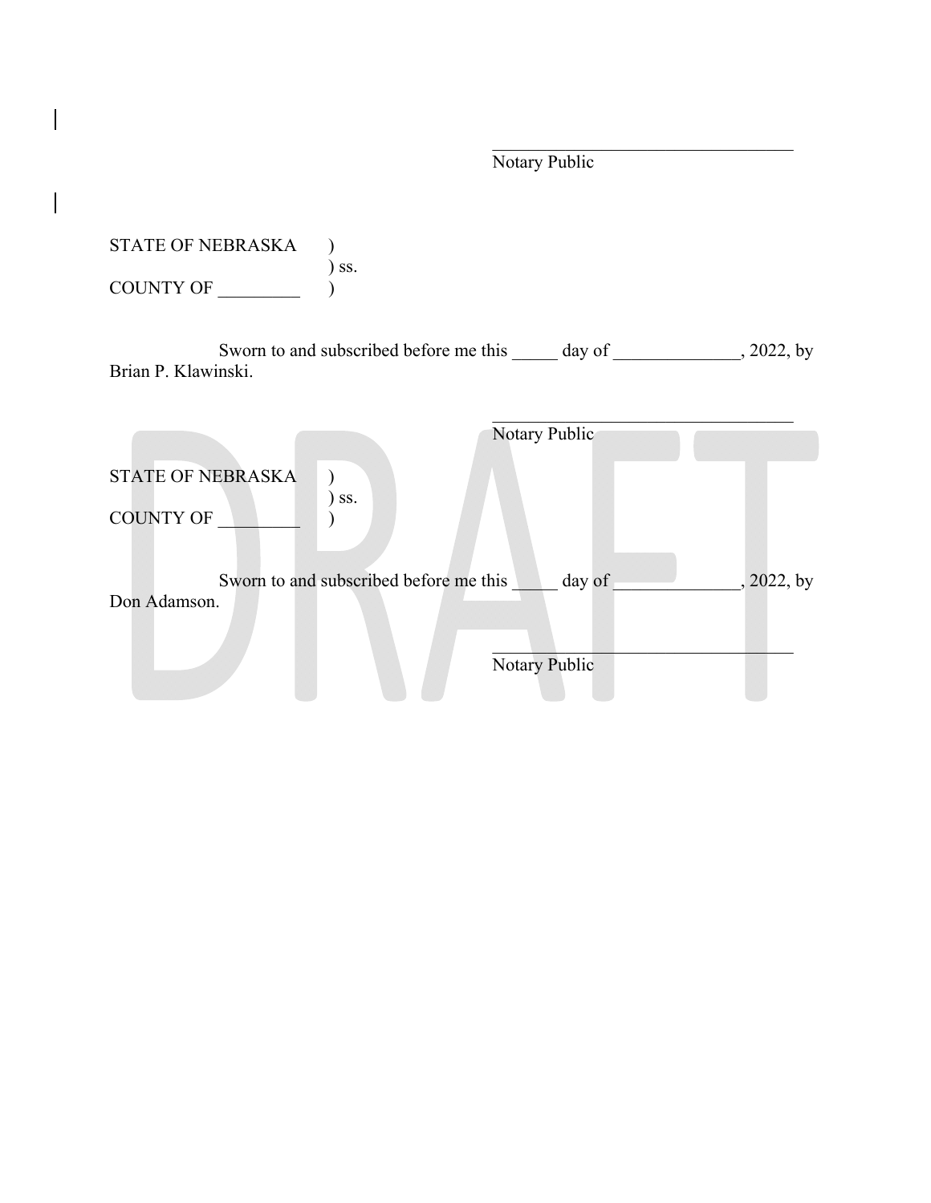\_\_\_\_\_\_\_\_\_\_\_\_\_\_\_\_\_\_\_\_\_\_\_\_\_\_\_\_\_\_\_\_\_\_\_
Notary Public

STATE OF NEBRASKA )
) ss.
COUNTY OF _________ )

Sworn to and subscribed before me this _____ day of ______________, 2022, by Brian P. Klawinski.

\_\_\_\_\_\_\_\_\_\_\_\_\_\_\_\_\_\_\_\_\_\_\_\_\_\_\_\_\_\_\_\_\_\_\_
Notary Public

STATE OF NEBRASKA )
) ss.
COUNTY OF _________ )

Sworn to and subscribed before me this _____ day of ______________, 2022, by Don Adamson.

\_\_\_\_\_\_\_\_\_\_\_\_\_\_\_\_\_\_\_\_\_\_\_\_\_\_\_\_\_\_\_\_\_\_\_
Notary Public

DRAFT